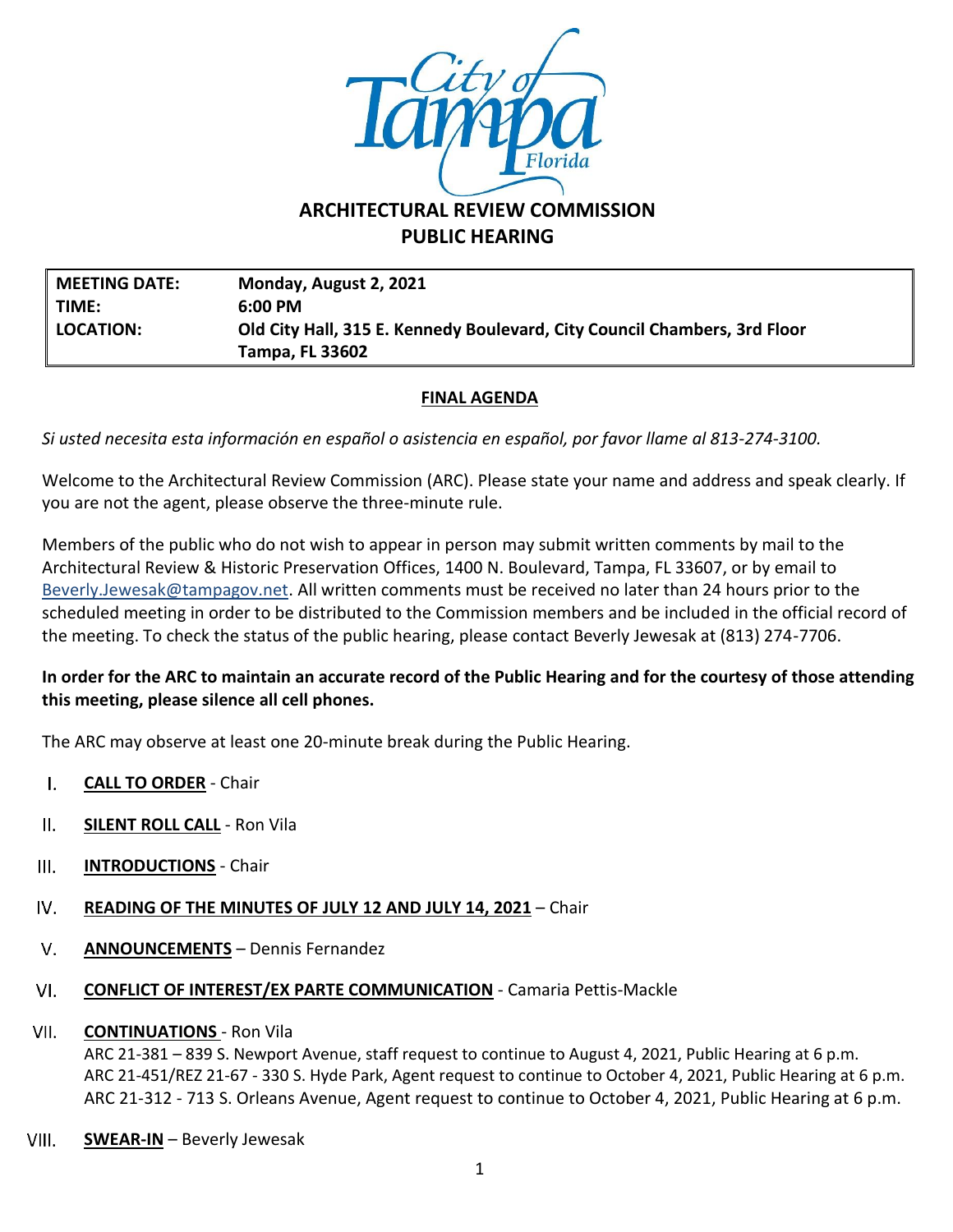# ARCHITECTURAL REVIEW COMMISSION
## PUBLIC HEARING

| | |
|---|---|
| **MEETING DATE:** | **Monday, August 2, 2021** |
| **TIME:** | **6:00 PM** |
| **LOCATION:** | **Old City Hall, 315 E. Kennedy Boulevard, City Council Chambers, 3rd Floor Tampa, FL 33602** |

**FINAL AGENDA**

*Si usted necesita esta información en español o asistencia en español, por favor llame al 813-274-3100.*

Welcome to the Architectural Review Commission (ARC). Please state your name and address and speak clearly. If you are not the agent, please observe the three-minute rule.

Members of the public who do not wish to appear in person may submit written comments by mail to the Architectural Review & Historic Preservation Offices, 1400 N. Boulevard, Tampa, FL 33607, or by email to Beverly.Jewesak@tampagov.net. All written comments must be received no later than 24 hours prior to the scheduled meeting in order to be distributed to the Commission members and be included in the official record of the meeting. To check the status of the public hearing, please contact Beverly Jewesak at (813) 274-7706.

**In order for the ARC to maintain an accurate record of the Public Hearing and for the courtesy of those attending this meeting, please silence all cell phones.**

The ARC may observe at least one 20-minute break during the Public Hearing.

I. **CALL TO ORDER** - Chair

II. **SILENT ROLL CALL** - Ron Vila

III. **INTRODUCTIONS** - Chair

IV. **READING OF THE MINUTES OF JULY 12 AND JULY 14, 2021** – Chair

V. **ANNOUNCEMENTS** – Dennis Fernandez

VI. **CONFLICT OF INTEREST/EX PARTE COMMUNICATION** - Camaria Pettis-Mackle

VII. **CONTINUATIONS** - Ron Vila
ARC 21-381 – 839 S. Newport Avenue, staff request to continue to August 4, 2021, Public Hearing at 6 p.m.
ARC 21-451/REZ 21-67 - 330 S. Hyde Park, Agent request to continue to October 4, 2021, Public Hearing at 6 p.m.
ARC 21-312 - 713 S. Orleans Avenue, Agent request to continue to October 4, 2021, Public Hearing at 6 p.m.

VIII. **SWEAR-IN** – Beverly Jewesak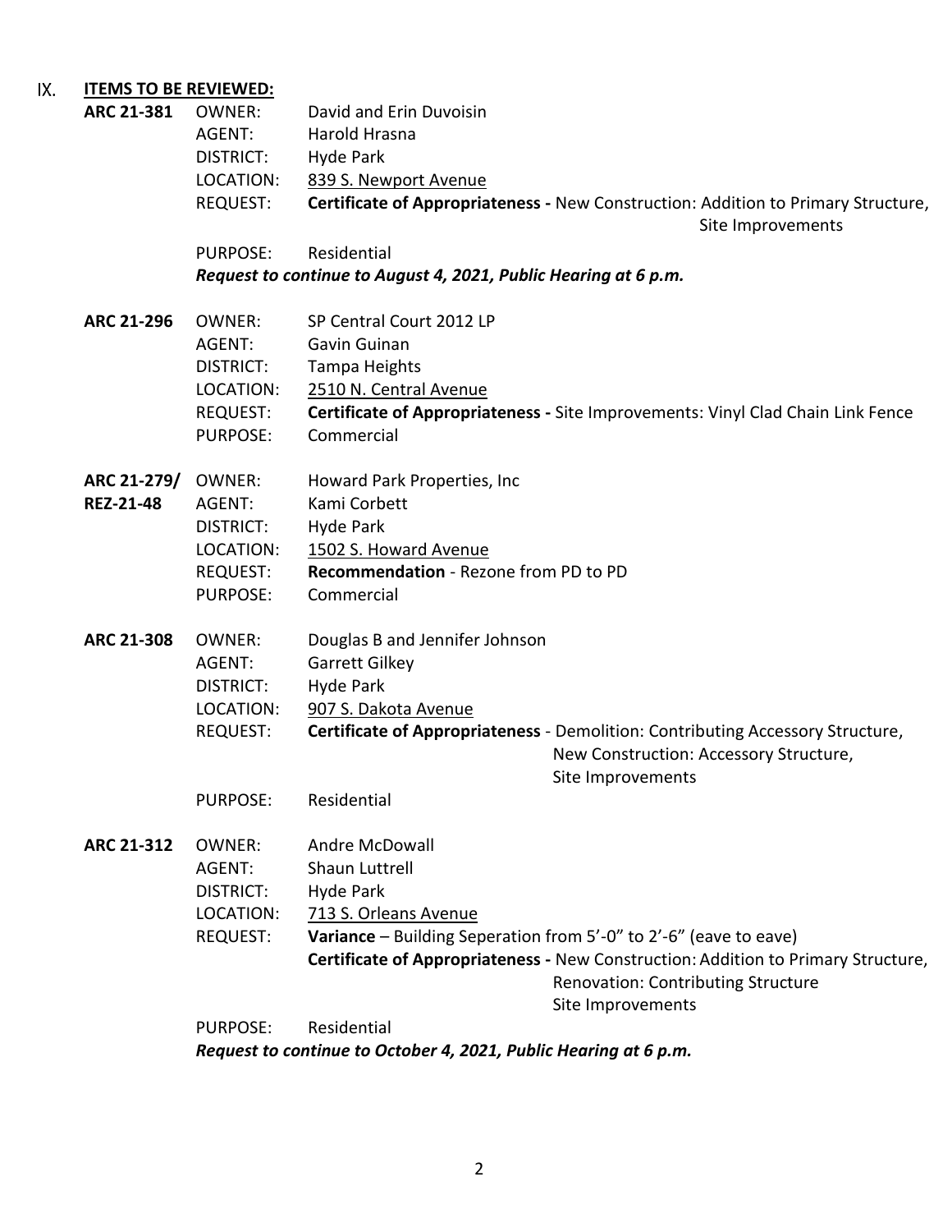## IX. ITEMS TO BE REVIEWED:

**ARC 21-381**
OWNER: David and Erin Duvoisin
AGENT: Harold Hrasna
DISTRICT: Hyde Park
LOCATION: 839 S. Newport Avenue
REQUEST: **Certificate of Appropriateness -** New Construction: Addition to Primary Structure, Site Improvements
PURPOSE: Residential

***Request to continue to August 4, 2021, Public Hearing at 6 p.m.***

**ARC 21-296**
OWNER: SP Central Court 2012 LP
AGENT: Gavin Guinan
DISTRICT: Tampa Heights
LOCATION: 2510 N. Central Avenue
REQUEST: **Certificate of Appropriateness -** Site Improvements: Vinyl Clad Chain Link Fence
PURPOSE: Commercial

**ARC 21-279/ REZ-21-48**
OWNER: Howard Park Properties, Inc
AGENT: Kami Corbett
DISTRICT: Hyde Park
LOCATION: 1502 S. Howard Avenue
REQUEST: **Recommendation** - Rezone from PD to PD
PURPOSE: Commercial

**ARC 21-308**
OWNER: Douglas B and Jennifer Johnson
AGENT: Garrett Gilkey
DISTRICT: Hyde Park
LOCATION: 907 S. Dakota Avenue
REQUEST: **Certificate of Appropriateness** - Demolition: Contributing Accessory Structure, New Construction: Accessory Structure, Site Improvements
PURPOSE: Residential

**ARC 21-312**
OWNER: Andre McDowall
AGENT: Shaun Luttrell
DISTRICT: Hyde Park
LOCATION: 713 S. Orleans Avenue
REQUEST: **Variance** – Building Seperation from 5'-0" to 2'-6" (eave to eave)
**Certificate of Appropriateness -** New Construction: Addition to Primary Structure, Renovation: Contributing Structure Site Improvements
PURPOSE: Residential

***Request to continue to October 4, 2021, Public Hearing at 6 p.m.***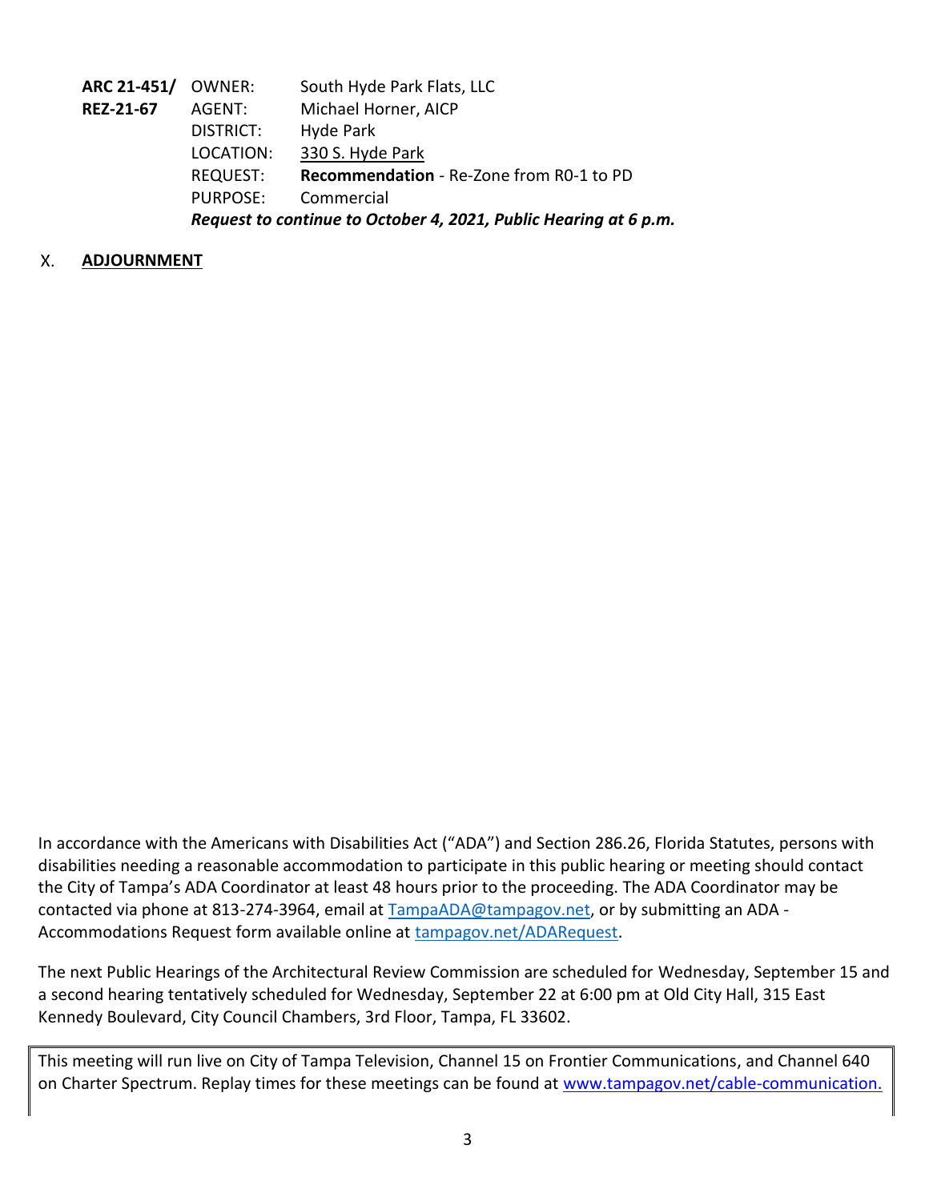| | | |
|---|---|---|
| **ARC 21-451/** | OWNER: | South Hyde Park Flats, LLC |
| **REZ-21-67** | AGENT: | Michael Horner, AICP |
| | DISTRICT: | Hyde Park |
| | LOCATION: | 330 S. Hyde Park |
| | REQUEST: | **Recommendation** - Re-Zone from R0-1 to PD |
| | PURPOSE: | Commercial |

***Request to continue to October 4, 2021, Public Hearing at 6 p.m.***

## X. ADJOURNMENT

In accordance with the Americans with Disabilities Act ("ADA") and Section 286.26, Florida Statutes, persons with disabilities needing a reasonable accommodation to participate in this public hearing or meeting should contact the City of Tampa's ADA Coordinator at least 48 hours prior to the proceeding. The ADA Coordinator may be contacted via phone at 813-274-3964, email at TampaADA@tampagov.net, or by submitting an ADA - Accommodations Request form available online at tampagov.net/ADARequest.

The next Public Hearings of the Architectural Review Commission are scheduled for Wednesday, September 15 and a second hearing tentatively scheduled for Wednesday, September 22 at 6:00 pm at Old City Hall, 315 East Kennedy Boulevard, City Council Chambers, 3rd Floor, Tampa, FL 33602.

This meeting will run live on City of Tampa Television, Channel 15 on Frontier Communications, and Channel 640 on Charter Spectrum. Replay times for these meetings can be found at www.tampagov.net/cable-communication.